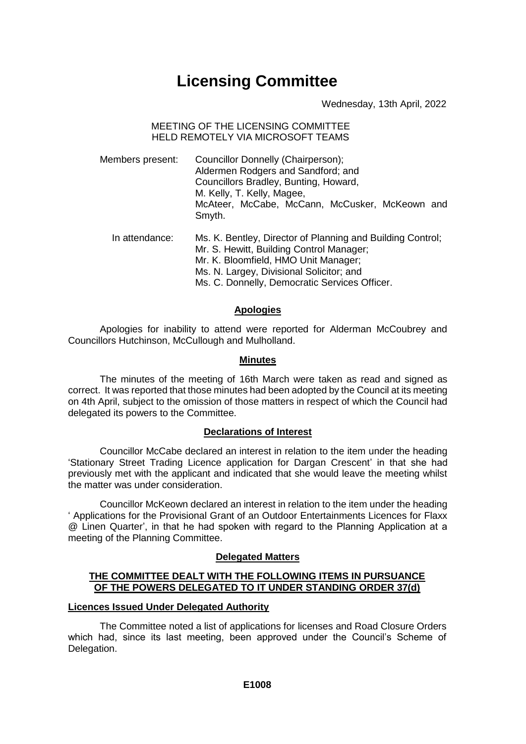# Licensing Committee

Wednesday, 13th April, 2022

MEETING OF THE LICENSING COMMITTEE
HELD REMOTELY VIA MICROSOFT TEAMS

| | |
|---|---|
| Members present: | Councillor Donnelly (Chairperson); Aldermen Rodgers and Sandford; and Councillors Bradley, Bunting, Howard, M. Kelly, T. Kelly, Magee, McAteer, McCabe, McCann, McCusker, McKeown and Smyth. |
| In attendance: | Ms. K. Bentley, Director of Planning and Building Control; Mr. S. Hewitt, Building Control Manager; Mr. K. Bloomfield, HMO Unit Manager; Ms. N. Largey, Divisional Solicitor; and Ms. C. Donnelly, Democratic Services Officer. |

## Apologies

Apologies for inability to attend were reported for Alderman McCoubrey and Councillors Hutchinson, McCullough and Mulholland.

## Minutes

The minutes of the meeting of 16th March were taken as read and signed as correct. It was reported that those minutes had been adopted by the Council at its meeting on 4th April, subject to the omission of those matters in respect of which the Council had delegated its powers to the Committee.

## Declarations of Interest

Councillor McCabe declared an interest in relation to the item under the heading 'Stationary Street Trading Licence application for Dargan Crescent' in that she had previously met with the applicant and indicated that she would leave the meeting whilst the matter was under consideration.

Councillor McKeown declared an interest in relation to the item under the heading ' Applications for the Provisional Grant of an Outdoor Entertainments Licences for Flaxx @ Linen Quarter', in that he had spoken with regard to the Planning Application at a meeting of the Planning Committee.

## Delegated Matters

**THE COMMITTEE DEALT WITH THE FOLLOWING ITEMS IN PURSUANCE OF THE POWERS DELEGATED TO IT UNDER STANDING ORDER 37(d)**

**Licences Issued Under Delegated Authority**

The Committee noted a list of applications for licenses and Road Closure Orders which had, since its last meeting, been approved under the Council's Scheme of Delegation.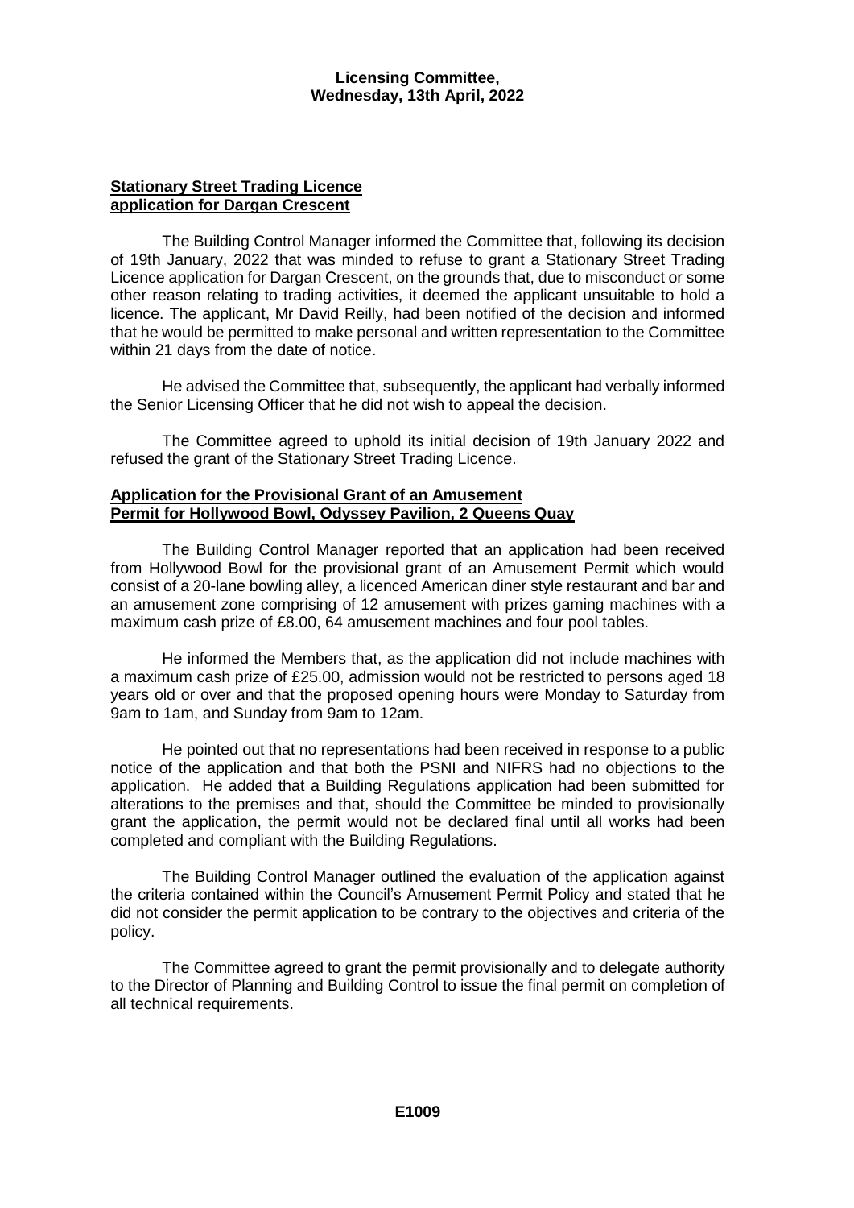### **Stationary Street Trading Licence application for Dargan Crescent**

The Building Control Manager informed the Committee that, following its decision of 19th January, 2022 that was minded to refuse to grant a Stationary Street Trading Licence application for Dargan Crescent, on the grounds that, due to misconduct or some other reason relating to trading activities, it deemed the applicant unsuitable to hold a licence. The applicant, Mr David Reilly, had been notified of the decision and informed that he would be permitted to make personal and written representation to the Committee within 21 days from the date of notice.

He advised the Committee that, subsequently, the applicant had verbally informed the Senior Licensing Officer that he did not wish to appeal the decision.

The Committee agreed to uphold its initial decision of 19th January 2022 and refused the grant of the Stationary Street Trading Licence.

### **Application for the Provisional Grant of an Amusement Permit for Hollywood Bowl, Odyssey Pavilion, 2 Queens Quay**

The Building Control Manager reported that an application had been received from Hollywood Bowl for the provisional grant of an Amusement Permit which would consist of a 20-lane bowling alley, a licenced American diner style restaurant and bar and an amusement zone comprising of 12 amusement with prizes gaming machines with a maximum cash prize of £8.00, 64 amusement machines and four pool tables.

He informed the Members that, as the application did not include machines with a maximum cash prize of £25.00, admission would not be restricted to persons aged 18 years old or over and that the proposed opening hours were Monday to Saturday from 9am to 1am, and Sunday from 9am to 12am.

He pointed out that no representations had been received in response to a public notice of the application and that both the PSNI and NIFRS had no objections to the application. He added that a Building Regulations application had been submitted for alterations to the premises and that, should the Committee be minded to provisionally grant the application, the permit would not be declared final until all works had been completed and compliant with the Building Regulations.

The Building Control Manager outlined the evaluation of the application against the criteria contained within the Council's Amusement Permit Policy and stated that he did not consider the permit application to be contrary to the objectives and criteria of the policy.

The Committee agreed to grant the permit provisionally and to delegate authority to the Director of Planning and Building Control to issue the final permit on completion of all technical requirements.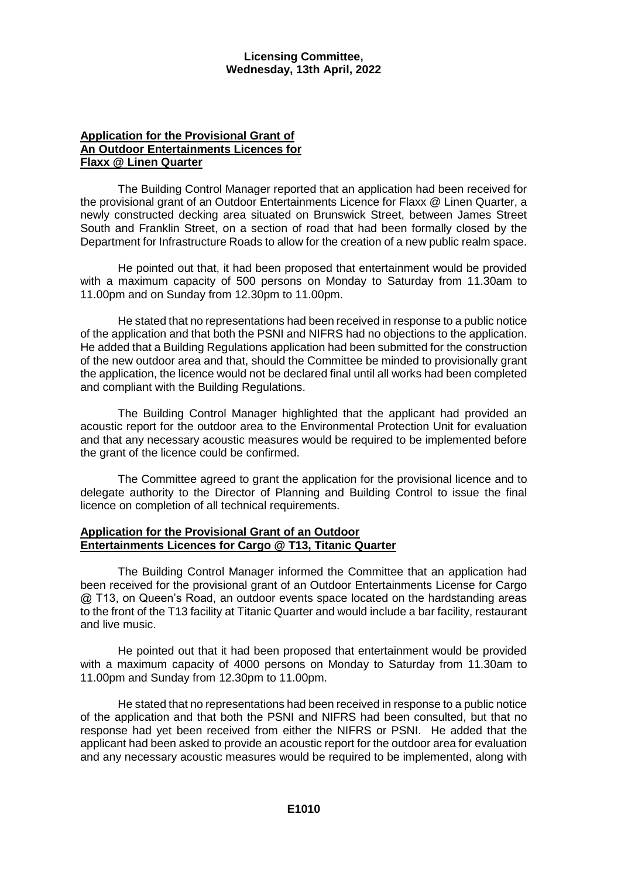## Application for the Provisional Grant of An Outdoor Entertainments Licences for Flaxx @ Linen Quarter

The Building Control Manager reported that an application had been received for the provisional grant of an Outdoor Entertainments Licence for Flaxx @ Linen Quarter, a newly constructed decking area situated on Brunswick Street, between James Street South and Franklin Street, on a section of road that had been formally closed by the Department for Infrastructure Roads to allow for the creation of a new public realm space.

He pointed out that, it had been proposed that entertainment would be provided with a maximum capacity of 500 persons on Monday to Saturday from 11.30am to 11.00pm and on Sunday from 12.30pm to 11.00pm.

He stated that no representations had been received in response to a public notice of the application and that both the PSNI and NIFRS had no objections to the application. He added that a Building Regulations application had been submitted for the construction of the new outdoor area and that, should the Committee be minded to provisionally grant the application, the licence would not be declared final until all works had been completed and compliant with the Building Regulations.

The Building Control Manager highlighted that the applicant had provided an acoustic report for the outdoor area to the Environmental Protection Unit for evaluation and that any necessary acoustic measures would be required to be implemented before the grant of the licence could be confirmed.

The Committee agreed to grant the application for the provisional licence and to delegate authority to the Director of Planning and Building Control to issue the final licence on completion of all technical requirements.

## Application for the Provisional Grant of an Outdoor Entertainments Licences for Cargo @ T13, Titanic Quarter

The Building Control Manager informed the Committee that an application had been received for the provisional grant of an Outdoor Entertainments License for Cargo @ T13, on Queen's Road, an outdoor events space located on the hardstanding areas to the front of the T13 facility at Titanic Quarter and would include a bar facility, restaurant and live music.

He pointed out that it had been proposed that entertainment would be provided with a maximum capacity of 4000 persons on Monday to Saturday from 11.30am to 11.00pm and Sunday from 12.30pm to 11.00pm.

He stated that no representations had been received in response to a public notice of the application and that both the PSNI and NIFRS had been consulted, but that no response had yet been received from either the NIFRS or PSNI. He added that the applicant had been asked to provide an acoustic report for the outdoor area for evaluation and any necessary acoustic measures would be required to be implemented, along with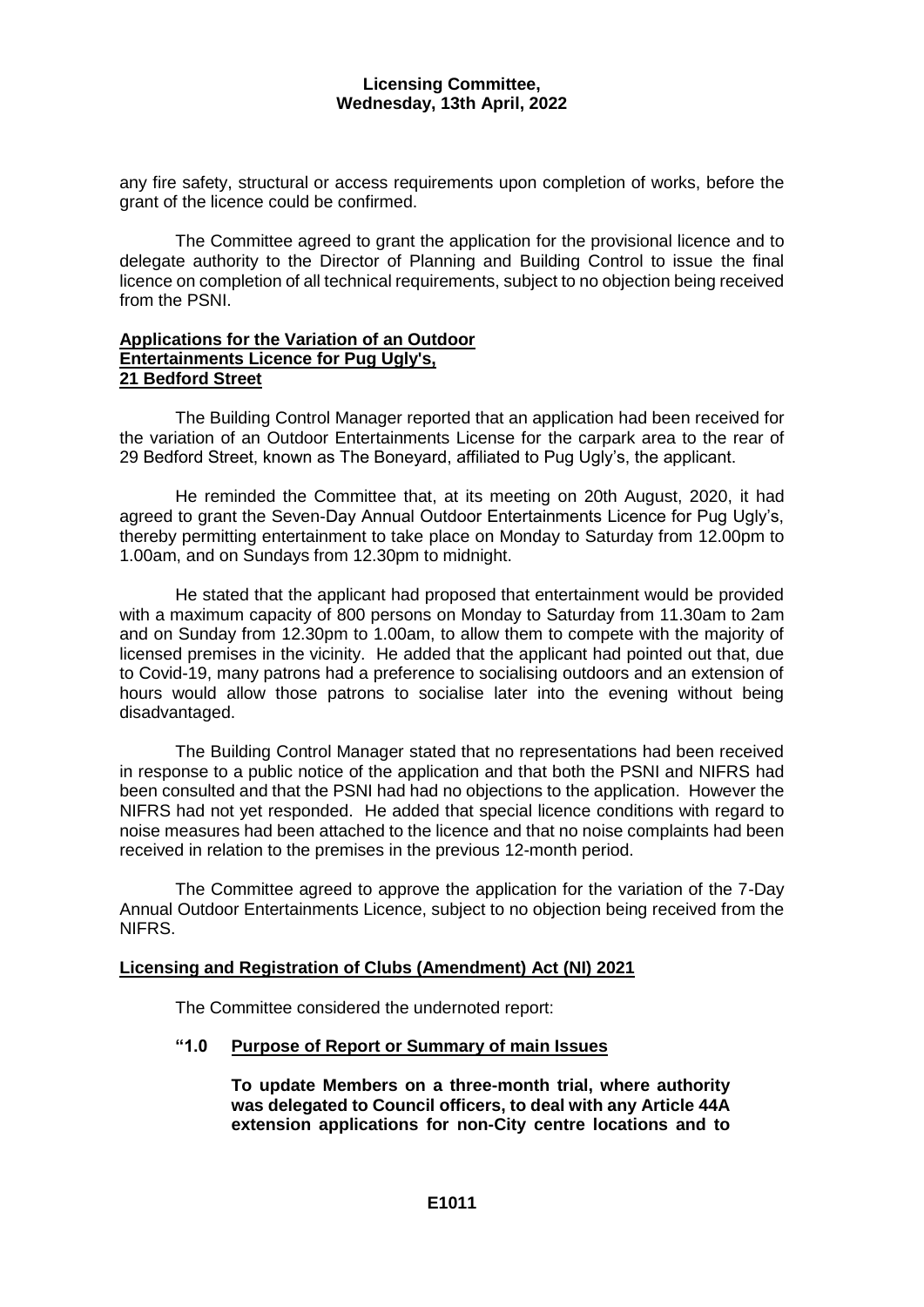any fire safety, structural or access requirements upon completion of works, before the grant of the licence could be confirmed.

The Committee agreed to grant the application for the provisional licence and to delegate authority to the Director of Planning and Building Control to issue the final licence on completion of all technical requirements, subject to no objection being received from the PSNI.

**Applications for the Variation of an Outdoor Entertainments Licence for Pug Ugly's, 21 Bedford Street**

The Building Control Manager reported that an application had been received for the variation of an Outdoor Entertainments License for the carpark area to the rear of 29 Bedford Street, known as The Boneyard, affiliated to Pug Ugly's, the applicant.

He reminded the Committee that, at its meeting on 20th August, 2020, it had agreed to grant the Seven-Day Annual Outdoor Entertainments Licence for Pug Ugly's, thereby permitting entertainment to take place on Monday to Saturday from 12.00pm to 1.00am, and on Sundays from 12.30pm to midnight.

He stated that the applicant had proposed that entertainment would be provided with a maximum capacity of 800 persons on Monday to Saturday from 11.30am to 2am and on Sunday from 12.30pm to 1.00am, to allow them to compete with the majority of licensed premises in the vicinity. He added that the applicant had pointed out that, due to Covid-19, many patrons had a preference to socialising outdoors and an extension of hours would allow those patrons to socialise later into the evening without being disadvantaged.

The Building Control Manager stated that no representations had been received in response to a public notice of the application and that both the PSNI and NIFRS had been consulted and that the PSNI had had no objections to the application. However the NIFRS had not yet responded. He added that special licence conditions with regard to noise measures had been attached to the licence and that no noise complaints had been received in relation to the premises in the previous 12-month period.

The Committee agreed to approve the application for the variation of the 7-Day Annual Outdoor Entertainments Licence, subject to no objection being received from the NIFRS.

**Licensing and Registration of Clubs (Amendment) Act (NI) 2021**

The Committee considered the undernoted report:

**"1.0 Purpose of Report or Summary of main Issues**

**To update Members on a three-month trial, where authority was delegated to Council officers, to deal with any Article 44A extension applications for non-City centre locations and to**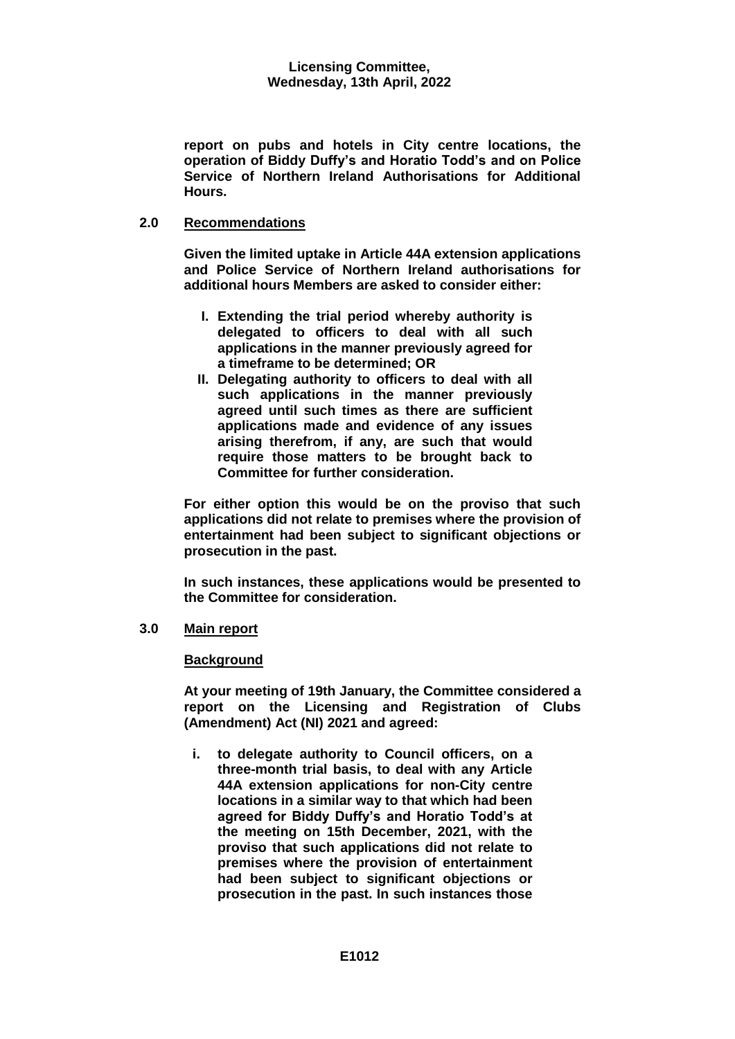**report on pubs and hotels in City centre locations, the operation of Biddy Duffy's and Horatio Todd's and on Police Service of Northern Ireland Authorisations for Additional Hours.**

**2.0 Recommendations**

**Given the limited uptake in Article 44A extension applications and Police Service of Northern Ireland authorisations for additional hours Members are asked to consider either:**

- **I. Extending the trial period whereby authority is delegated to officers to deal with all such applications in the manner previously agreed for a timeframe to be determined; OR**
- **II. Delegating authority to officers to deal with all such applications in the manner previously agreed until such times as there are sufficient applications made and evidence of any issues arising therefrom, if any, are such that would require those matters to be brought back to Committee for further consideration.**

**For either option this would be on the proviso that such applications did not relate to premises where the provision of entertainment had been subject to significant objections or prosecution in the past.**

**In such instances, these applications would be presented to the Committee for consideration.**

**3.0 Main report**

**Background**

**At your meeting of 19th January, the Committee considered a report on the Licensing and Registration of Clubs (Amendment) Act (NI) 2021 and agreed:**

- **i. to delegate authority to Council officers, on a three-month trial basis, to deal with any Article 44A extension applications for non-City centre locations in a similar way to that which had been agreed for Biddy Duffy's and Horatio Todd's at the meeting on 15th December, 2021, with the proviso that such applications did not relate to premises where the provision of entertainment had been subject to significant objections or prosecution in the past. In such instances those**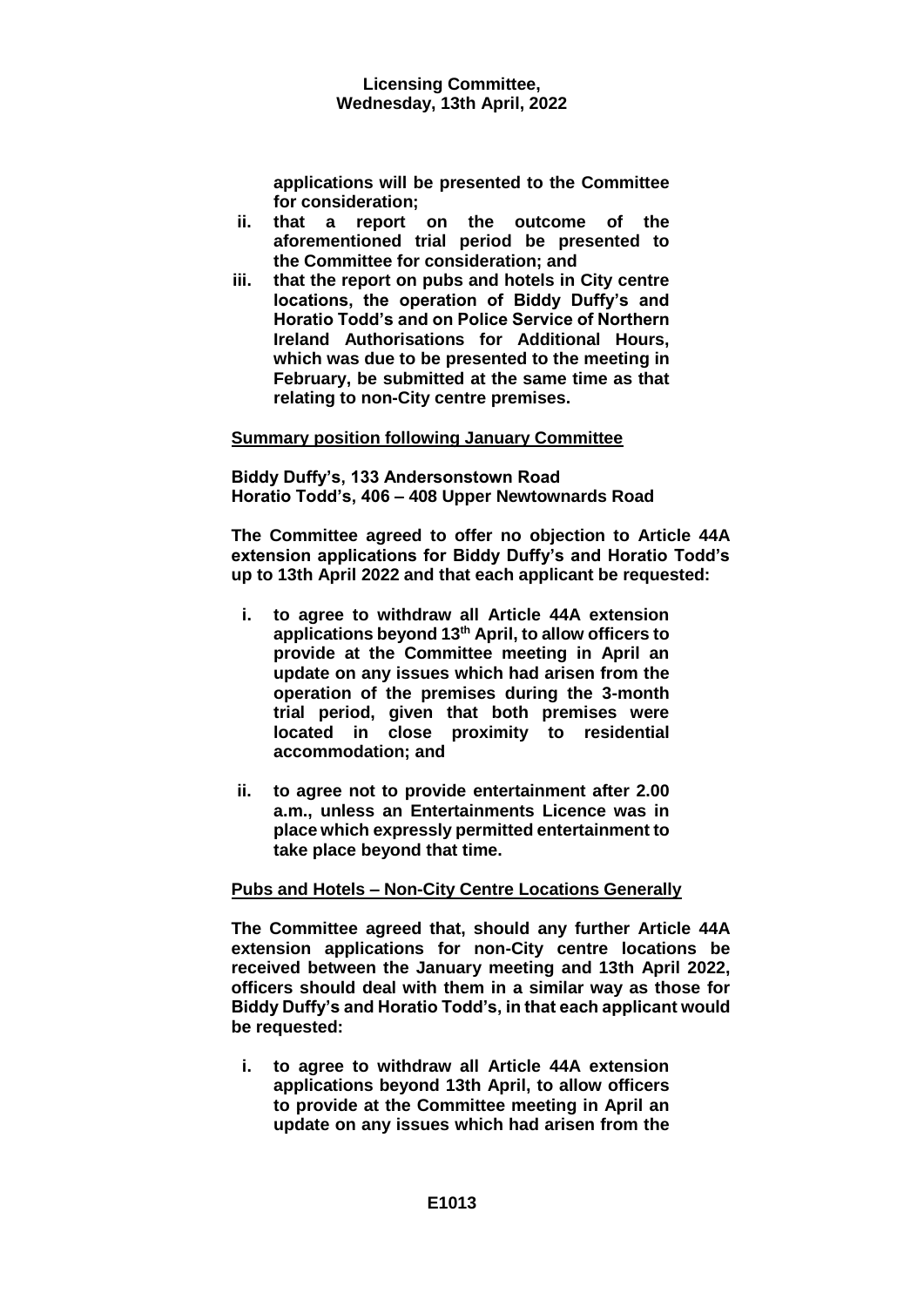**applications will be presented to the Committee for consideration;**

- **ii. that a report on the outcome of the aforementioned trial period be presented to the Committee for consideration; and**
- **iii. that the report on pubs and hotels in City centre locations, the operation of Biddy Duffy's and Horatio Todd's and on Police Service of Northern Ireland Authorisations for Additional Hours, which was due to be presented to the meeting in February, be submitted at the same time as that relating to non-City centre premises.**

**Summary position following January Committee**

**Biddy Duffy's, 133 Andersonstown Road**
**Horatio Todd's, 406 – 408 Upper Newtownards Road**

**The Committee agreed to offer no objection to Article 44A extension applications for Biddy Duffy's and Horatio Todd's up to 13th April 2022 and that each applicant be requested:**

- **i. to agree to withdraw all Article 44A extension applications beyond 13th April, to allow officers to provide at the Committee meeting in April an update on any issues which had arisen from the operation of the premises during the 3-month trial period, given that both premises were located in close proximity to residential accommodation; and**

- **ii. to agree not to provide entertainment after 2.00 a.m., unless an Entertainments Licence was in place which expressly permitted entertainment to take place beyond that time.**

**Pubs and Hotels – Non-City Centre Locations Generally**

**The Committee agreed that, should any further Article 44A extension applications for non-City centre locations be received between the January meeting and 13th April 2022, officers should deal with them in a similar way as those for Biddy Duffy's and Horatio Todd's, in that each applicant would be requested:**

- **i. to agree to withdraw all Article 44A extension applications beyond 13th April, to allow officers to provide at the Committee meeting in April an update on any issues which had arisen from the**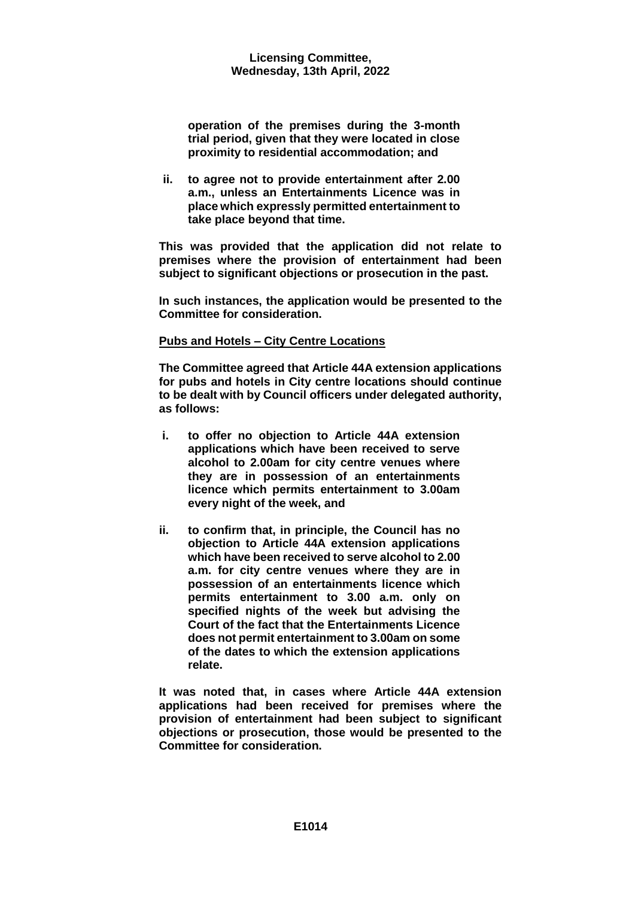**operation of the premises during the 3-month trial period, given that they were located in close proximity to residential accommodation; and**

**ii. to agree not to provide entertainment after 2.00 a.m., unless an Entertainments Licence was in place which expressly permitted entertainment to take place beyond that time.**

**This was provided that the application did not relate to premises where the provision of entertainment had been subject to significant objections or prosecution in the past.**

**In such instances, the application would be presented to the Committee for consideration.**

**<u>Pubs and Hotels – City Centre Locations</u>**

**The Committee agreed that Article 44A extension applications for pubs and hotels in City centre locations should continue to be dealt with by Council officers under delegated authority, as follows:**

**i. to offer no objection to Article 44A extension applications which have been received to serve alcohol to 2.00am for city centre venues where they are in possession of an entertainments licence which permits entertainment to 3.00am every night of the week, and**

**ii. to confirm that, in principle, the Council has no objection to Article 44A extension applications which have been received to serve alcohol to 2.00 a.m. for city centre venues where they are in possession of an entertainments licence which permits entertainment to 3.00 a.m. only on specified nights of the week but advising the Court of the fact that the Entertainments Licence does not permit entertainment to 3.00am on some of the dates to which the extension applications relate.**

**It was noted that, in cases where Article 44A extension applications had been received for premises where the provision of entertainment had been subject to significant objections or prosecution, those would be presented to the Committee for consideration.**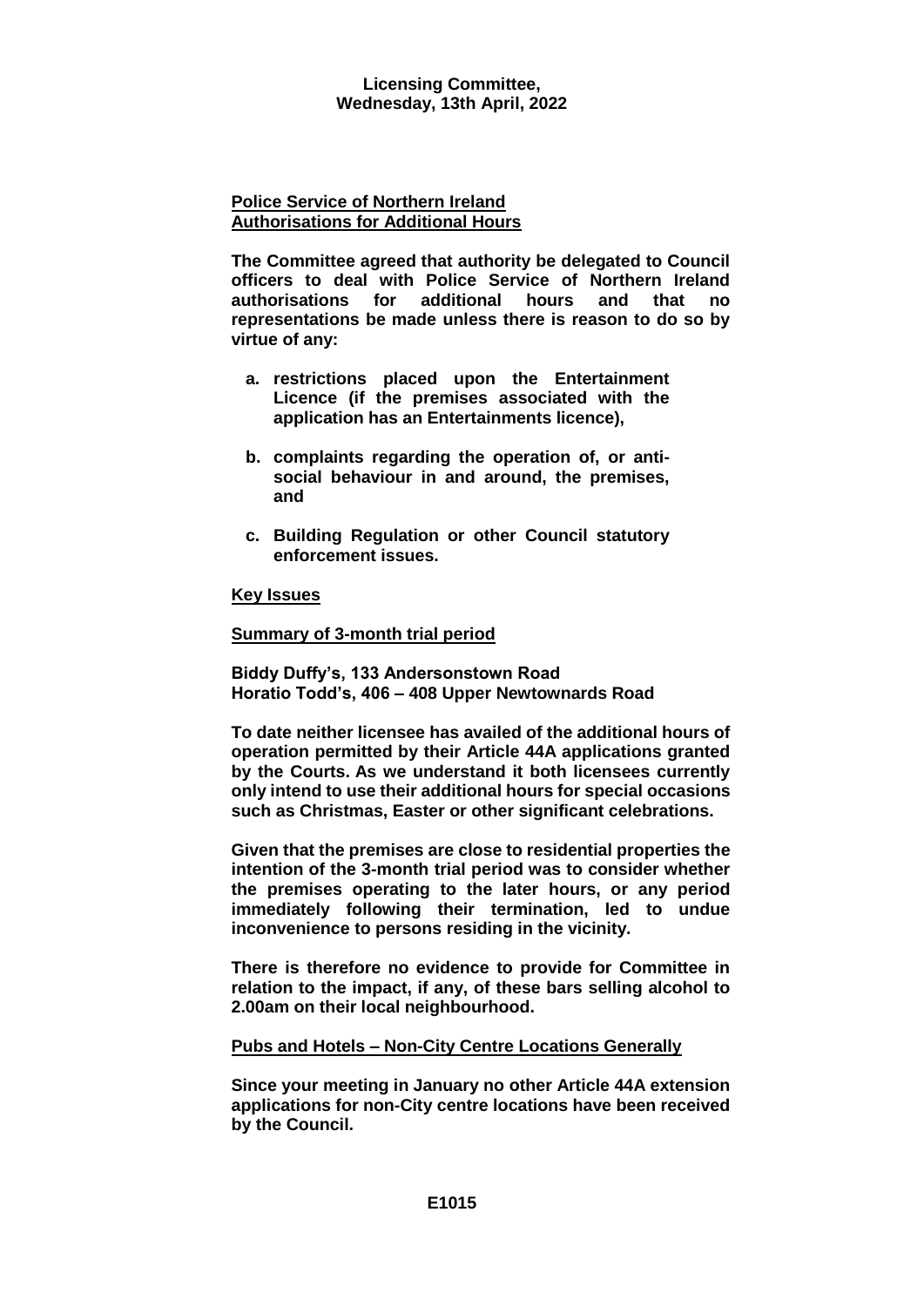**Police Service of Northern Ireland Authorisations for Additional Hours**

**The Committee agreed that authority be delegated to Council officers to deal with Police Service of Northern Ireland authorisations for additional hours and that no representations be made unless there is reason to do so by virtue of any:**

- **a. restrictions placed upon the Entertainment Licence (if the premises associated with the application has an Entertainments licence),**
- **b. complaints regarding the operation of, or anti-social behaviour in and around, the premises, and**
- **c. Building Regulation or other Council statutory enforcement issues.**

**Key Issues**

**Summary of 3-month trial period**

**Biddy Duffy's, 133 Andersonstown Road**
**Horatio Todd's, 406 – 408 Upper Newtownards Road**

**To date neither licensee has availed of the additional hours of operation permitted by their Article 44A applications granted by the Courts. As we understand it both licensees currently only intend to use their additional hours for special occasions such as Christmas, Easter or other significant celebrations.**

**Given that the premises are close to residential properties the intention of the 3-month trial period was to consider whether the premises operating to the later hours, or any period immediately following their termination, led to undue inconvenience to persons residing in the vicinity.**

**There is therefore no evidence to provide for Committee in relation to the impact, if any, of these bars selling alcohol to 2.00am on their local neighbourhood.**

**Pubs and Hotels – Non-City Centre Locations Generally**

**Since your meeting in January no other Article 44A extension applications for non-City centre locations have been received by the Council.**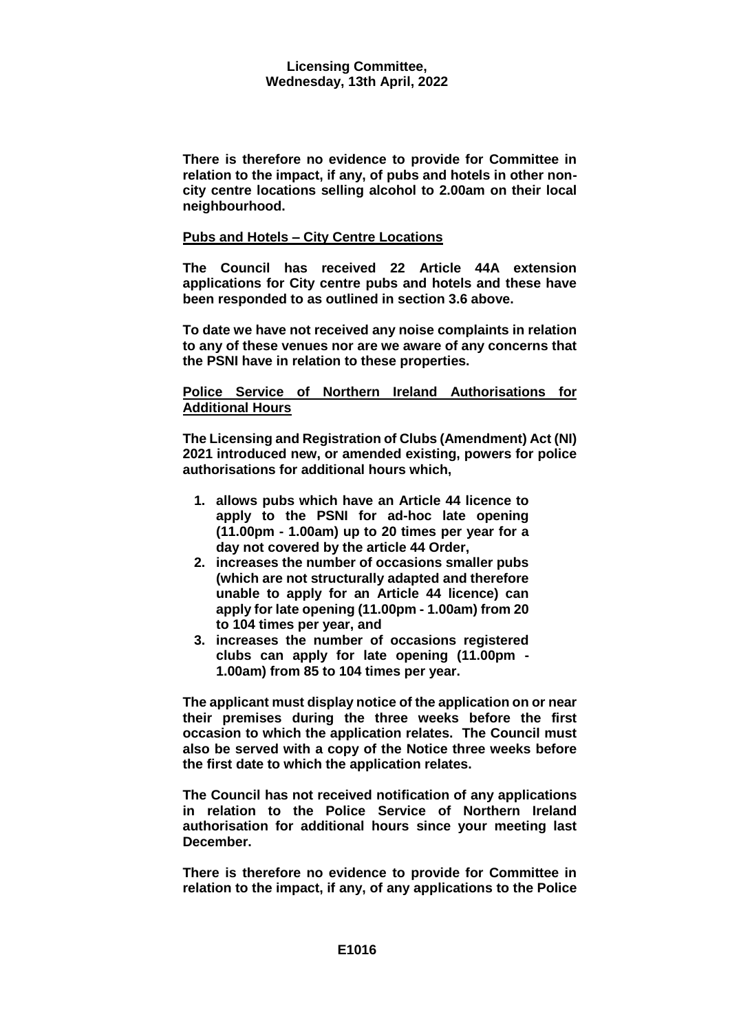**There is therefore no evidence to provide for Committee in relation to the impact, if any, of pubs and hotels in other non-city centre locations selling alcohol to 2.00am on their local neighbourhood.**

**Pubs and Hotels – City Centre Locations**

**The Council has received 22 Article 44A extension applications for City centre pubs and hotels and these have been responded to as outlined in section 3.6 above.**

**To date we have not received any noise complaints in relation to any of these venues nor are we aware of any concerns that the PSNI have in relation to these properties.**

**Police Service of Northern Ireland Authorisations for Additional Hours**

**The Licensing and Registration of Clubs (Amendment) Act (NI) 2021 introduced new, or amended existing, powers for police authorisations for additional hours which,**

1. **allows pubs which have an Article 44 licence to apply to the PSNI for ad-hoc late opening (11.00pm - 1.00am) up to 20 times per year for a day not covered by the article 44 Order,**
2. **increases the number of occasions smaller pubs (which are not structurally adapted and therefore unable to apply for an Article 44 licence) can apply for late opening (11.00pm - 1.00am) from 20 to 104 times per year, and**
3. **increases the number of occasions registered clubs can apply for late opening (11.00pm - 1.00am) from 85 to 104 times per year.**

**The applicant must display notice of the application on or near their premises during the three weeks before the first occasion to which the application relates. The Council must also be served with a copy of the Notice three weeks before the first date to which the application relates.**

**The Council has not received notification of any applications in relation to the Police Service of Northern Ireland authorisation for additional hours since your meeting last December.**

**There is therefore no evidence to provide for Committee in relation to the impact, if any, of any applications to the Police**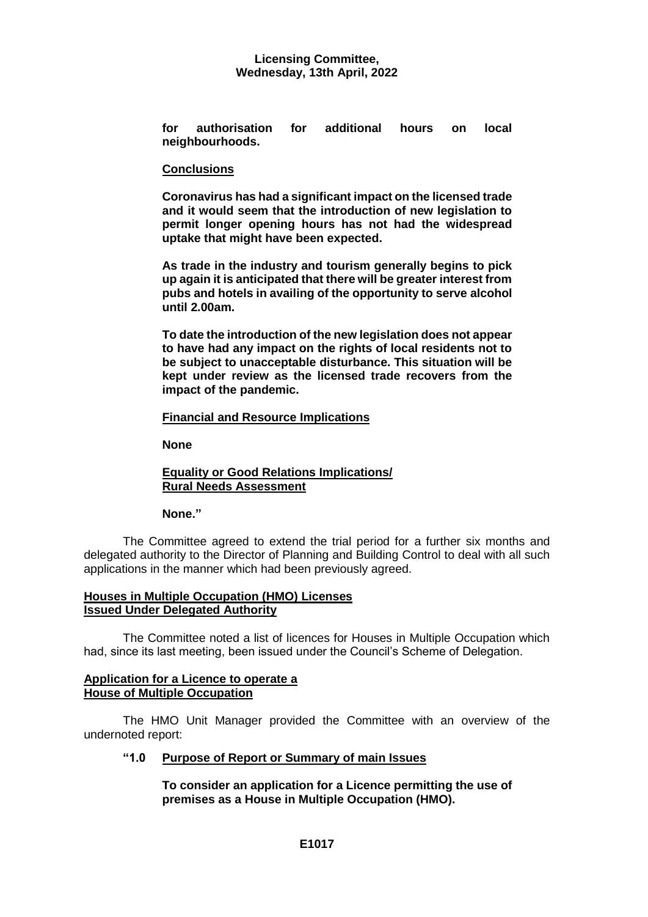**for authorisation for additional hours on local neighbourhoods.**

**<u>Conclusions</u>**

**Coronavirus has had a significant impact on the licensed trade and it would seem that the introduction of new legislation to permit longer opening hours has not had the widespread uptake that might have been expected.**

**As trade in the industry and tourism generally begins to pick up again it is anticipated that there will be greater interest from pubs and hotels in availing of the opportunity to serve alcohol until 2.00am.**

**To date the introduction of the new legislation does not appear to have had any impact on the rights of local residents not to be subject to unacceptable disturbance. This situation will be kept under review as the licensed trade recovers from the impact of the pandemic.**

**<u>Financial and Resource Implications</u>**

**None**

**<u>Equality or Good Relations Implications/ Rural Needs Assessment</u>**

**None."**

The Committee agreed to extend the trial period for a further six months and delegated authority to the Director of Planning and Building Control to deal with all such applications in the manner which had been previously agreed.

**<u>Houses in Multiple Occupation (HMO) Licenses Issued Under Delegated Authority</u>**

The Committee noted a list of licences for Houses in Multiple Occupation which had, since its last meeting, been issued under the Council's Scheme of Delegation.

**<u>Application for a Licence to operate a House of Multiple Occupation</u>**

The HMO Unit Manager provided the Committee with an overview of the undernoted report:

**"1.0 <u>Purpose of Report or Summary of main Issues</u>**

**To consider an application for a Licence permitting the use of premises as a House in Multiple Occupation (HMO).**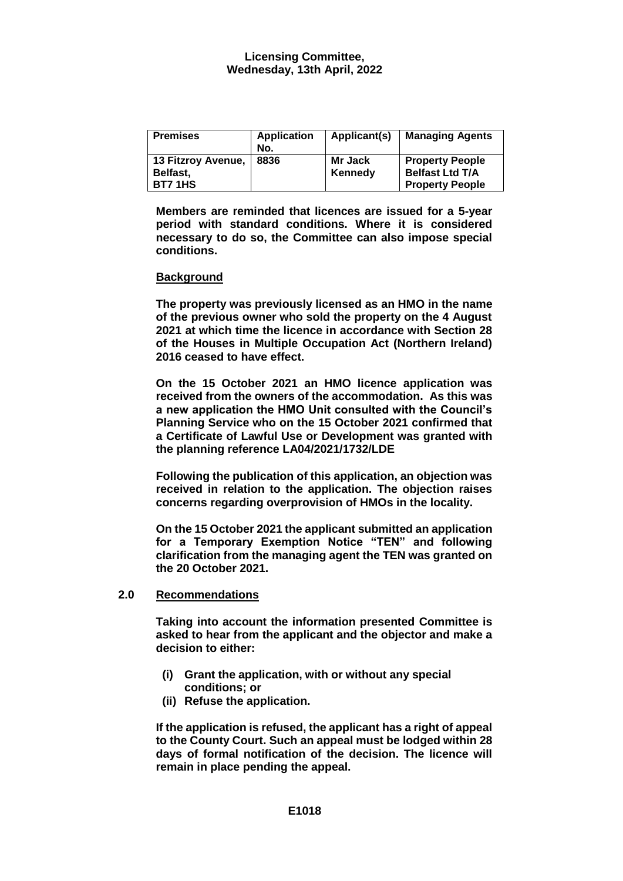| Premises | Application No. | Applicant(s) | Managing Agents |
|---|---|---|---|
| 13 Fitzroy Avenue, Belfast, BT7 1HS | 8836 | Mr Jack Kennedy | Property People Belfast Ltd T/A Property People |

**Members are reminded that licences are issued for a 5-year period with standard conditions. Where it is considered necessary to do so, the Committee can also impose special conditions.**

**Background**

**The property was previously licensed as an HMO in the name of the previous owner who sold the property on the 4 August 2021 at which time the licence in accordance with Section 28 of the Houses in Multiple Occupation Act (Northern Ireland) 2016 ceased to have effect.**

**On the 15 October 2021 an HMO licence application was received from the owners of the accommodation. As this was a new application the HMO Unit consulted with the Council's Planning Service who on the 15 October 2021 confirmed that a Certificate of Lawful Use or Development was granted with the planning reference LA04/2021/1732/LDE**

**Following the publication of this application, an objection was received in relation to the application. The objection raises concerns regarding overprovision of HMOs in the locality.**

**On the 15 October 2021 the applicant submitted an application for a Temporary Exemption Notice "TEN" and following clarification from the managing agent the TEN was granted on the 20 October 2021.**

## 2.0 Recommendations

**Taking into account the information presented Committee is asked to hear from the applicant and the objector and make a decision to either:**

**(i) Grant the application, with or without any special conditions; or**

**(ii) Refuse the application.**

**If the application is refused, the applicant has a right of appeal to the County Court. Such an appeal must be lodged within 28 days of formal notification of the decision. The licence will remain in place pending the appeal.**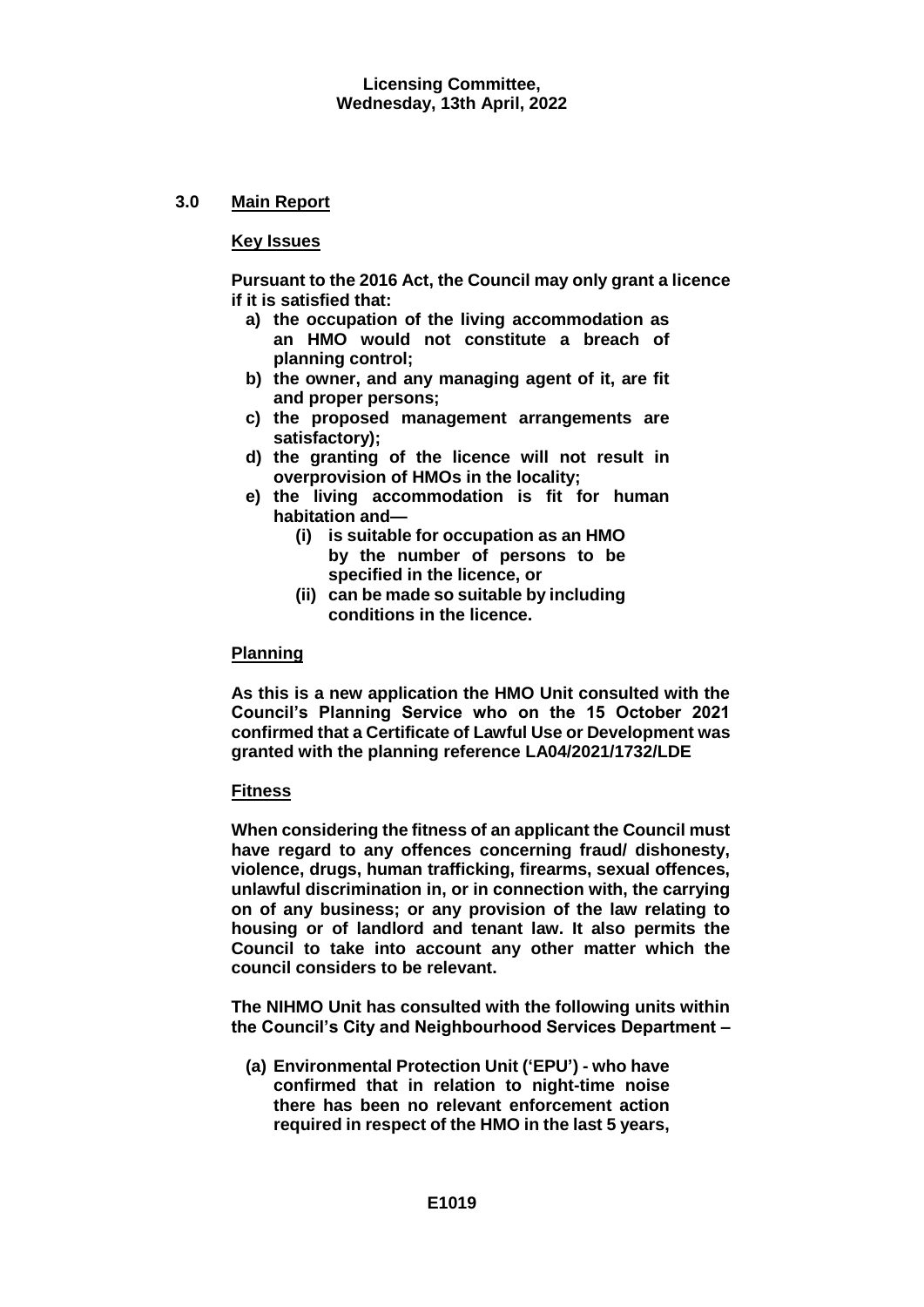## 3.0 Main Report

**Key Issues**

**Pursuant to the 2016 Act, the Council may only grant a licence if it is satisfied that:**

- **a) the occupation of the living accommodation as an HMO would not constitute a breach of planning control;**
- **b) the owner, and any managing agent of it, are fit and proper persons;**
- **c) the proposed management arrangements are satisfactory);**
- **d) the granting of the licence will not result in overprovision of HMOs in the locality;**
- **e) the living accommodation is fit for human habitation and—**
  - **(i) is suitable for occupation as an HMO by the number of persons to be specified in the licence, or**
  - **(ii) can be made so suitable by including conditions in the licence.**

**Planning**

**As this is a new application the HMO Unit consulted with the Council's Planning Service who on the 15 October 2021 confirmed that a Certificate of Lawful Use or Development was granted with the planning reference LA04/2021/1732/LDE**

**Fitness**

**When considering the fitness of an applicant the Council must have regard to any offences concerning fraud/ dishonesty, violence, drugs, human trafficking, firearms, sexual offences, unlawful discrimination in, or in connection with, the carrying on of any business; or any provision of the law relating to housing or of landlord and tenant law. It also permits the Council to take into account any other matter which the council considers to be relevant.**

**The NIHMO Unit has consulted with the following units within the Council's City and Neighbourhood Services Department –**

- **(a) Environmental Protection Unit ('EPU') - who have confirmed that in relation to night-time noise there has been no relevant enforcement action required in respect of the HMO in the last 5 years,**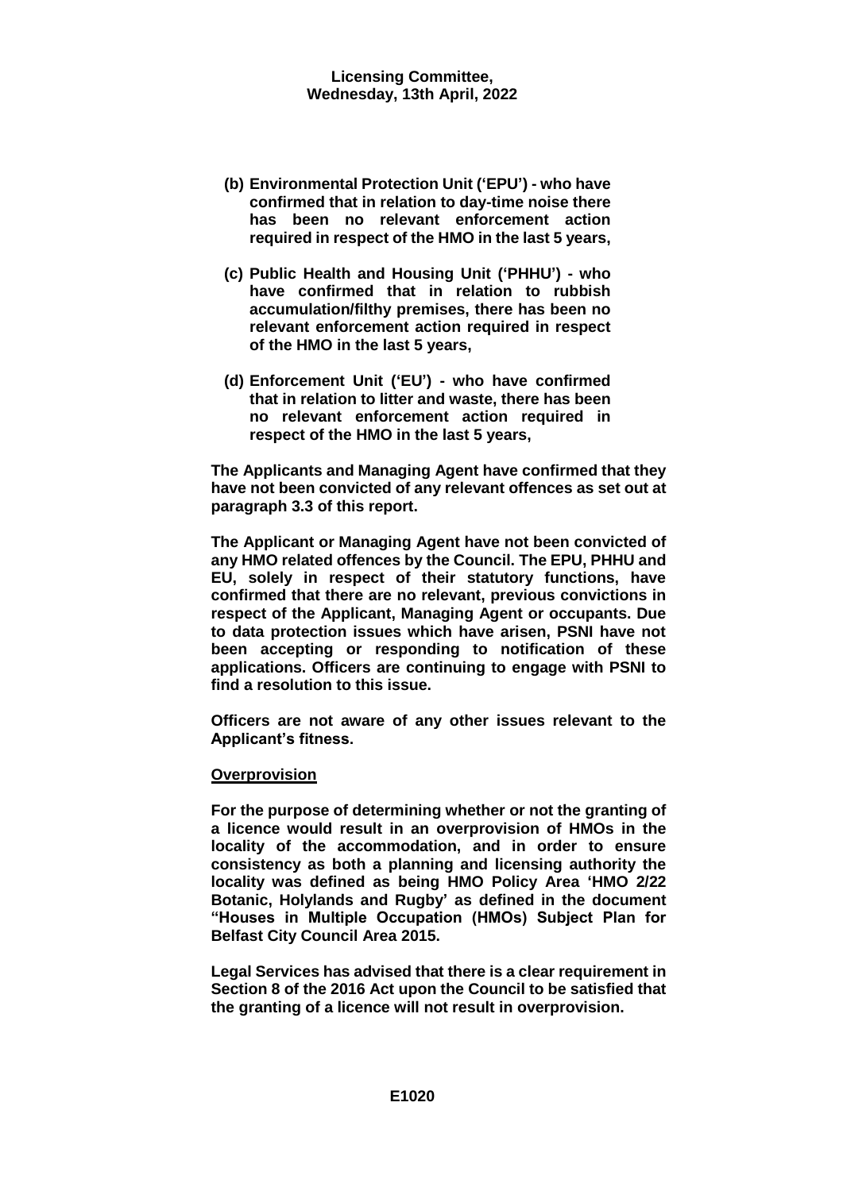**(b) Environmental Protection Unit ('EPU') - who have confirmed that in relation to day-time noise there has been no relevant enforcement action required in respect of the HMO in the last 5 years,**

**(c) Public Health and Housing Unit ('PHHU') - who have confirmed that in relation to rubbish accumulation/filthy premises, there has been no relevant enforcement action required in respect of the HMO in the last 5 years,**

**(d) Enforcement Unit ('EU') - who have confirmed that in relation to litter and waste, there has been no relevant enforcement action required in respect of the HMO in the last 5 years,**

**The Applicants and Managing Agent have confirmed that they have not been convicted of any relevant offences as set out at paragraph 3.3 of this report.**

**The Applicant or Managing Agent have not been convicted of any HMO related offences by the Council. The EPU, PHHU and EU, solely in respect of their statutory functions, have confirmed that there are no relevant, previous convictions in respect of the Applicant, Managing Agent or occupants. Due to data protection issues which have arisen, PSNI have not been accepting or responding to notification of these applications. Officers are continuing to engage with PSNI to find a resolution to this issue.**

**Officers are not aware of any other issues relevant to the Applicant's fitness.**

**<u>Overprovision</u>**

**For the purpose of determining whether or not the granting of a licence would result in an overprovision of HMOs in the locality of the accommodation, and in order to ensure consistency as both a planning and licensing authority the locality was defined as being HMO Policy Area 'HMO 2/22 Botanic, Holylands and Rugby' as defined in the document "Houses in Multiple Occupation (HMOs) Subject Plan for Belfast City Council Area 2015.**

**Legal Services has advised that there is a clear requirement in Section 8 of the 2016 Act upon the Council to be satisfied that the granting of a licence will not result in overprovision.**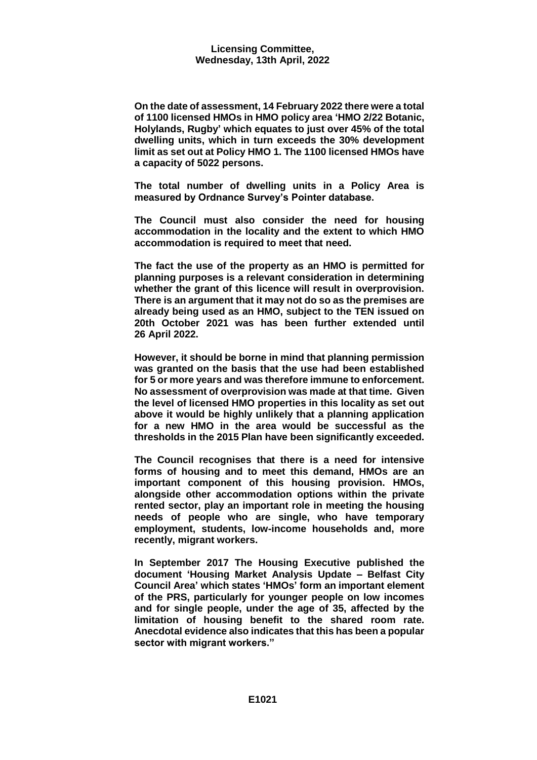**On the date of assessment, 14 February 2022 there were a total of 1100 licensed HMOs in HMO policy area 'HMO 2/22 Botanic, Holylands, Rugby' which equates to just over 45% of the total dwelling units, which in turn exceeds the 30% development limit as set out at Policy HMO 1. The 1100 licensed HMOs have a capacity of 5022 persons.**

**The total number of dwelling units in a Policy Area is measured by Ordnance Survey's Pointer database.**

**The Council must also consider the need for housing accommodation in the locality and the extent to which HMO accommodation is required to meet that need.**

**The fact the use of the property as an HMO is permitted for planning purposes is a relevant consideration in determining whether the grant of this licence will result in overprovision. There is an argument that it may not do so as the premises are already being used as an HMO, subject to the TEN issued on 20th October 2021 was has been further extended until 26 April 2022.**

**However, it should be borne in mind that planning permission was granted on the basis that the use had been established for 5 or more years and was therefore immune to enforcement. No assessment of overprovision was made at that time. Given the level of licensed HMO properties in this locality as set out above it would be highly unlikely that a planning application for a new HMO in the area would be successful as the thresholds in the 2015 Plan have been significantly exceeded.**

**The Council recognises that there is a need for intensive forms of housing and to meet this demand, HMOs are an important component of this housing provision. HMOs, alongside other accommodation options within the private rented sector, play an important role in meeting the housing needs of people who are single, who have temporary employment, students, low-income households and, more recently, migrant workers.**

**In September 2017 The Housing Executive published the document 'Housing Market Analysis Update – Belfast City Council Area' which states 'HMOs' form an important element of the PRS, particularly for younger people on low incomes and for single people, under the age of 35, affected by the limitation of housing benefit to the shared room rate. Anecdotal evidence also indicates that this has been a popular sector with migrant workers."**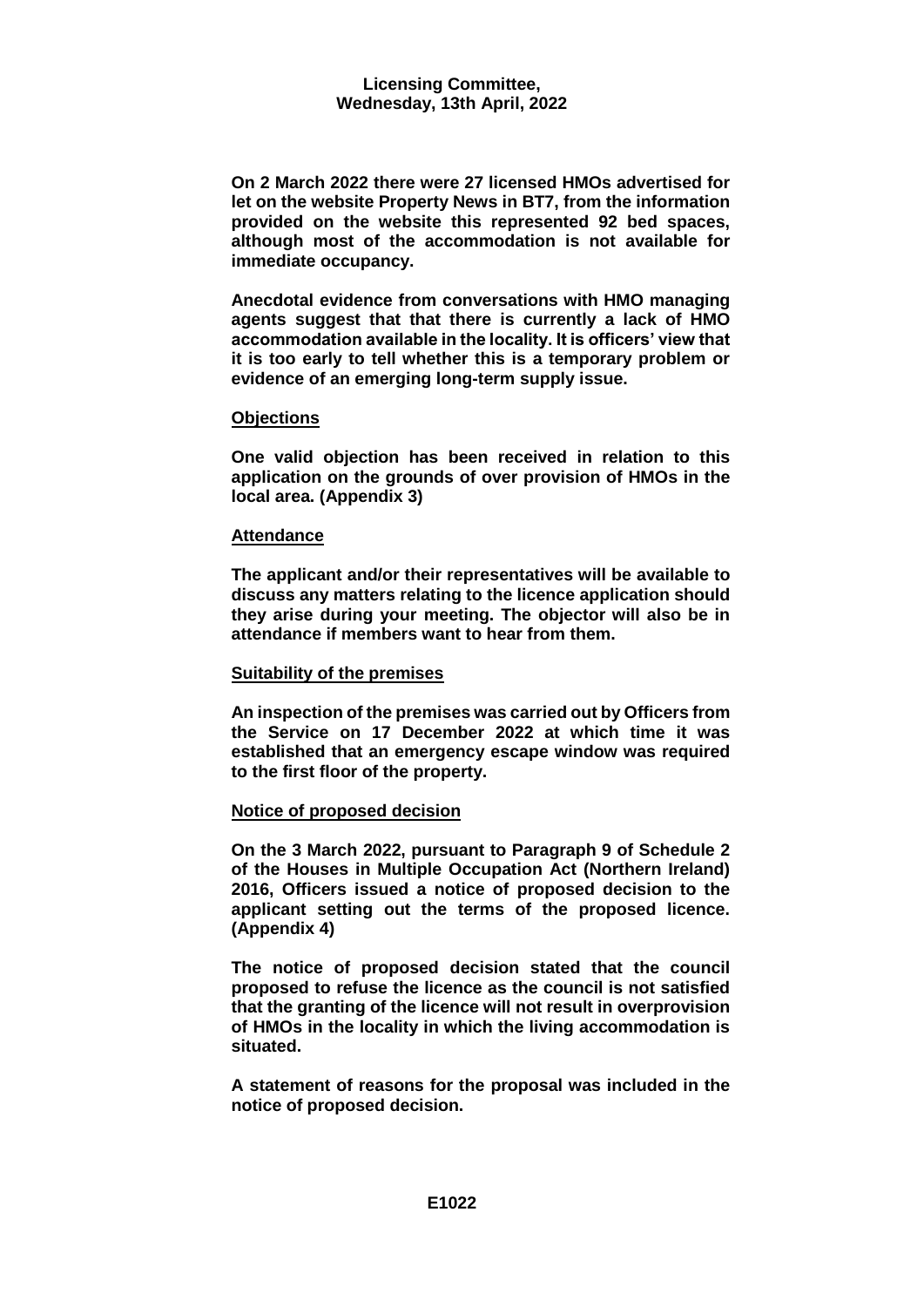**On 2 March 2022 there were 27 licensed HMOs advertised for let on the website Property News in BT7, from the information provided on the website this represented 92 bed spaces, although most of the accommodation is not available for immediate occupancy.**

**Anecdotal evidence from conversations with HMO managing agents suggest that that there is currently a lack of HMO accommodation available in the locality. It is officers' view that it is too early to tell whether this is a temporary problem or evidence of an emerging long-term supply issue.**

**Objections**

**One valid objection has been received in relation to this application on the grounds of over provision of HMOs in the local area. (Appendix 3)**

**Attendance**

**The applicant and/or their representatives will be available to discuss any matters relating to the licence application should they arise during your meeting. The objector will also be in attendance if members want to hear from them.**

**Suitability of the premises**

**An inspection of the premises was carried out by Officers from the Service on 17 December 2022 at which time it was established that an emergency escape window was required to the first floor of the property.**

**Notice of proposed decision**

**On the 3 March 2022, pursuant to Paragraph 9 of Schedule 2 of the Houses in Multiple Occupation Act (Northern Ireland) 2016, Officers issued a notice of proposed decision to the applicant setting out the terms of the proposed licence. (Appendix 4)**

**The notice of proposed decision stated that the council proposed to refuse the licence as the council is not satisfied that the granting of the licence will not result in overprovision of HMOs in the locality in which the living accommodation is situated.**

**A statement of reasons for the proposal was included in the notice of proposed decision.**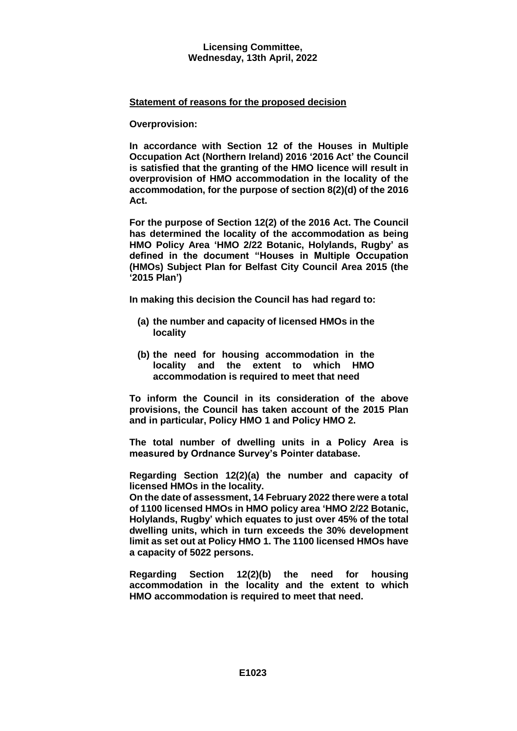**Statement of reasons for the proposed decision**

**Overprovision:**

**In accordance with Section 12 of the Houses in Multiple Occupation Act (Northern Ireland) 2016 '2016 Act' the Council is satisfied that the granting of the HMO licence will result in overprovision of HMO accommodation in the locality of the accommodation, for the purpose of section 8(2)(d) of the 2016 Act.**

**For the purpose of Section 12(2) of the 2016 Act. The Council has determined the locality of the accommodation as being HMO Policy Area 'HMO 2/22 Botanic, Holylands, Rugby' as defined in the document "Houses in Multiple Occupation (HMOs) Subject Plan for Belfast City Council Area 2015 (the '2015 Plan')**

**In making this decision the Council has had regard to:**

- **(a) the number and capacity of licensed HMOs in the locality**
- **(b) the need for housing accommodation in the locality and the extent to which HMO accommodation is required to meet that need**

**To inform the Council in its consideration of the above provisions, the Council has taken account of the 2015 Plan and in particular, Policy HMO 1 and Policy HMO 2.**

**The total number of dwelling units in a Policy Area is measured by Ordnance Survey's Pointer database.**

**Regarding Section 12(2)(a) the number and capacity of licensed HMOs in the locality.**
**On the date of assessment, 14 February 2022 there were a total of 1100 licensed HMOs in HMO policy area 'HMO 2/22 Botanic, Holylands, Rugby' which equates to just over 45% of the total dwelling units, which in turn exceeds the 30% development limit as set out at Policy HMO 1. The 1100 licensed HMOs have a capacity of 5022 persons.**

**Regarding Section 12(2)(b) the need for housing accommodation in the locality and the extent to which HMO accommodation is required to meet that need.**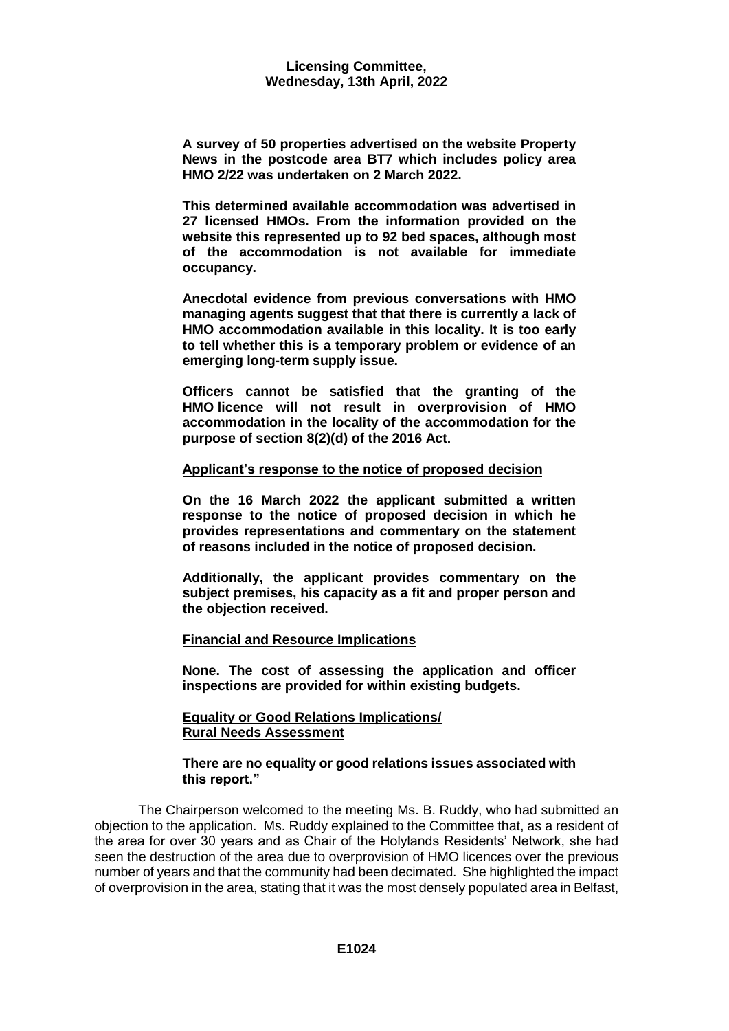**A survey of 50 properties advertised on the website Property News in the postcode area BT7 which includes policy area HMO 2/22 was undertaken on 2 March 2022.**

**This determined available accommodation was advertised in 27 licensed HMOs. From the information provided on the website this represented up to 92 bed spaces, although most of the accommodation is not available for immediate occupancy.**

**Anecdotal evidence from previous conversations with HMO managing agents suggest that that there is currently a lack of HMO accommodation available in this locality. It is too early to tell whether this is a temporary problem or evidence of an emerging long-term supply issue.**

**Officers cannot be satisfied that the granting of the HMO licence will not result in overprovision of HMO accommodation in the locality of the accommodation for the purpose of section 8(2)(d) of the 2016 Act.**

**Applicant's response to the notice of proposed decision**

**On the 16 March 2022 the applicant submitted a written response to the notice of proposed decision in which he provides representations and commentary on the statement of reasons included in the notice of proposed decision.**

**Additionally, the applicant provides commentary on the subject premises, his capacity as a fit and proper person and the objection received.**

**Financial and Resource Implications**

**None. The cost of assessing the application and officer inspections are provided for within existing budgets.**

**Equality or Good Relations Implications/ Rural Needs Assessment**

**There are no equality or good relations issues associated with this report."**

The Chairperson welcomed to the meeting Ms. B. Ruddy, who had submitted an objection to the application. Ms. Ruddy explained to the Committee that, as a resident of the area for over 30 years and as Chair of the Holylands Residents' Network, she had seen the destruction of the area due to overprovision of HMO licences over the previous number of years and that the community had been decimated. She highlighted the impact of overprovision in the area, stating that it was the most densely populated area in Belfast,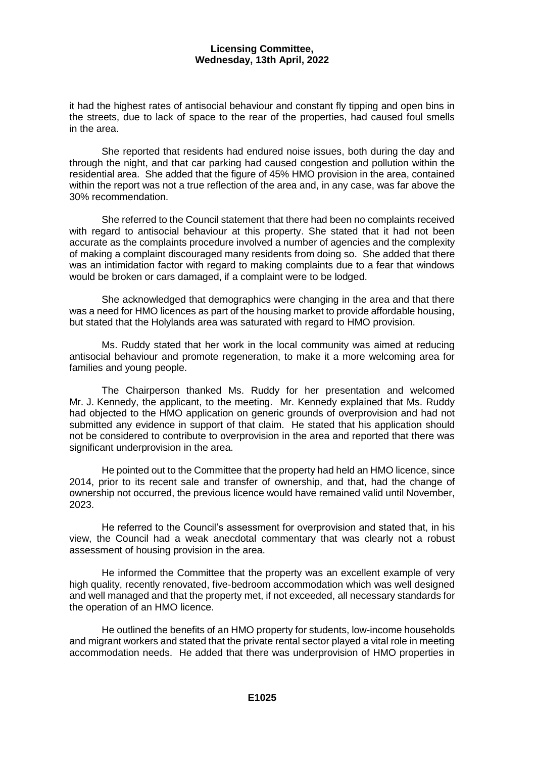it had the highest rates of antisocial behaviour and constant fly tipping and open bins in the streets, due to lack of space to the rear of the properties, had caused foul smells in the area.

She reported that residents had endured noise issues, both during the day and through the night, and that car parking had caused congestion and pollution within the residential area. She added that the figure of 45% HMO provision in the area, contained within the report was not a true reflection of the area and, in any case, was far above the 30% recommendation.

She referred to the Council statement that there had been no complaints received with regard to antisocial behaviour at this property. She stated that it had not been accurate as the complaints procedure involved a number of agencies and the complexity of making a complaint discouraged many residents from doing so. She added that there was an intimidation factor with regard to making complaints due to a fear that windows would be broken or cars damaged, if a complaint were to be lodged.

She acknowledged that demographics were changing in the area and that there was a need for HMO licences as part of the housing market to provide affordable housing, but stated that the Holylands area was saturated with regard to HMO provision.

Ms. Ruddy stated that her work in the local community was aimed at reducing antisocial behaviour and promote regeneration, to make it a more welcoming area for families and young people.

The Chairperson thanked Ms. Ruddy for her presentation and welcomed Mr. J. Kennedy, the applicant, to the meeting. Mr. Kennedy explained that Ms. Ruddy had objected to the HMO application on generic grounds of overprovision and had not submitted any evidence in support of that claim. He stated that his application should not be considered to contribute to overprovision in the area and reported that there was significant underprovision in the area.

He pointed out to the Committee that the property had held an HMO licence, since 2014, prior to its recent sale and transfer of ownership, and that, had the change of ownership not occurred, the previous licence would have remained valid until November, 2023.

He referred to the Council's assessment for overprovision and stated that, in his view, the Council had a weak anecdotal commentary that was clearly not a robust assessment of housing provision in the area.

He informed the Committee that the property was an excellent example of very high quality, recently renovated, five-bedroom accommodation which was well designed and well managed and that the property met, if not exceeded, all necessary standards for the operation of an HMO licence.

He outlined the benefits of an HMO property for students, low-income households and migrant workers and stated that the private rental sector played a vital role in meeting accommodation needs. He added that there was underprovision of HMO properties in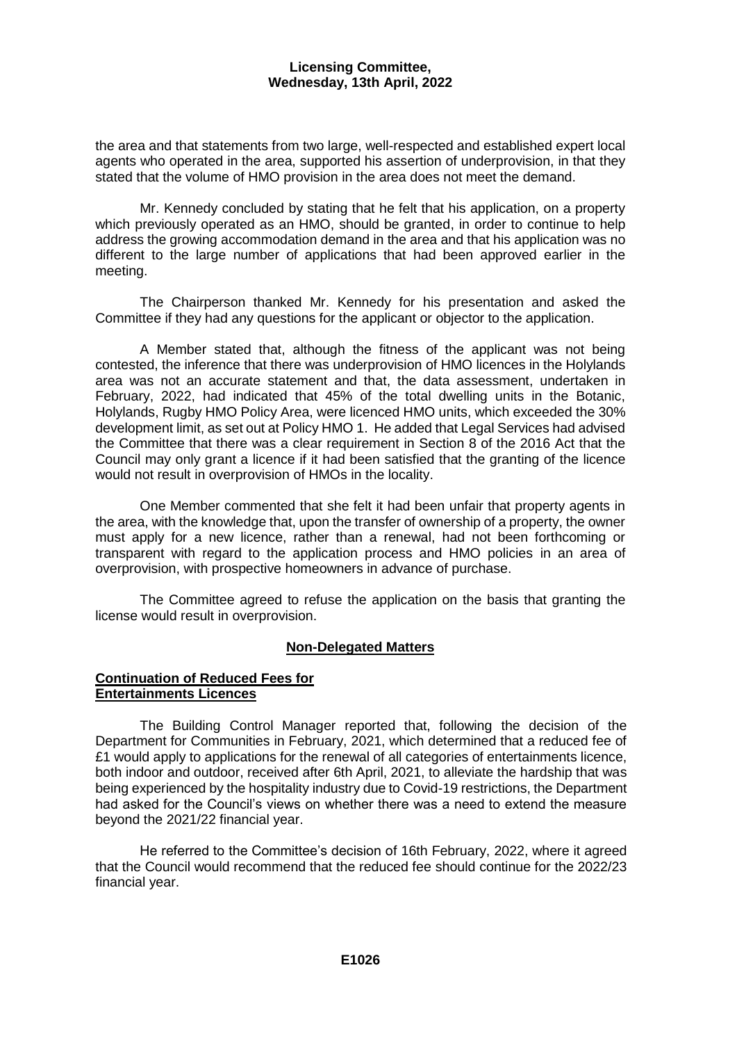the area and that statements from two large, well-respected and established expert local agents who operated in the area, supported his assertion of underprovision, in that they stated that the volume of HMO provision in the area does not meet the demand.

Mr. Kennedy concluded by stating that he felt that his application, on a property which previously operated as an HMO, should be granted, in order to continue to help address the growing accommodation demand in the area and that his application was no different to the large number of applications that had been approved earlier in the meeting.

The Chairperson thanked Mr. Kennedy for his presentation and asked the Committee if they had any questions for the applicant or objector to the application.

A Member stated that, although the fitness of the applicant was not being contested, the inference that there was underprovision of HMO licences in the Holylands area was not an accurate statement and that, the data assessment, undertaken in February, 2022, had indicated that 45% of the total dwelling units in the Botanic, Holylands, Rugby HMO Policy Area, were licenced HMO units, which exceeded the 30% development limit, as set out at Policy HMO 1. He added that Legal Services had advised the Committee that there was a clear requirement in Section 8 of the 2016 Act that the Council may only grant a licence if it had been satisfied that the granting of the licence would not result in overprovision of HMOs in the locality.

One Member commented that she felt it had been unfair that property agents in the area, with the knowledge that, upon the transfer of ownership of a property, the owner must apply for a new licence, rather than a renewal, had not been forthcoming or transparent with regard to the application process and HMO policies in an area of overprovision, with prospective homeowners in advance of purchase.

The Committee agreed to refuse the application on the basis that granting the license would result in overprovision.

## Non-Delegated Matters

### Continuation of Reduced Fees for Entertainments Licences

The Building Control Manager reported that, following the decision of the Department for Communities in February, 2021, which determined that a reduced fee of £1 would apply to applications for the renewal of all categories of entertainments licence, both indoor and outdoor, received after 6th April, 2021, to alleviate the hardship that was being experienced by the hospitality industry due to Covid-19 restrictions, the Department had asked for the Council's views on whether there was a need to extend the measure beyond the 2021/22 financial year.

He referred to the Committee's decision of 16th February, 2022, where it agreed that the Council would recommend that the reduced fee should continue for the 2022/23 financial year.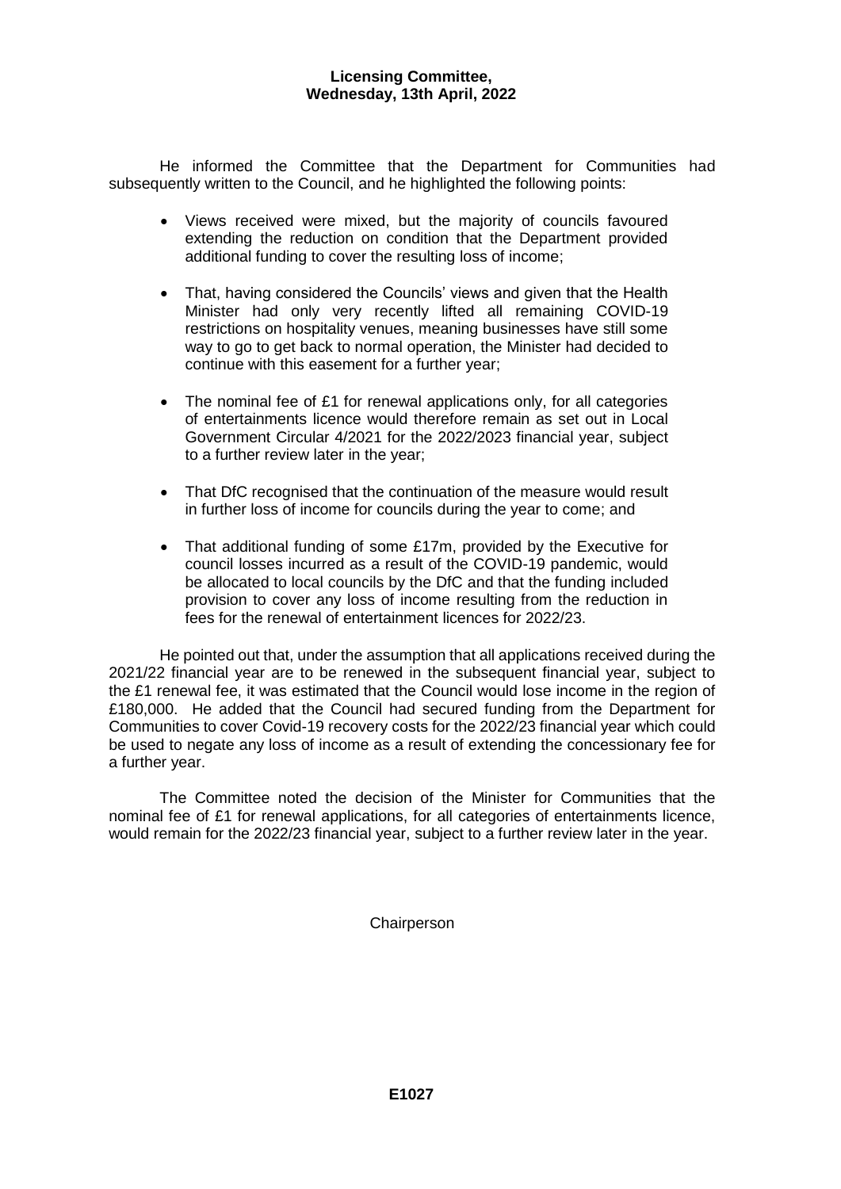He informed the Committee that the Department for Communities had subsequently written to the Council, and he highlighted the following points:

- Views received were mixed, but the majority of councils favoured extending the reduction on condition that the Department provided additional funding to cover the resulting loss of income;

- That, having considered the Councils' views and given that the Health Minister had only very recently lifted all remaining COVID-19 restrictions on hospitality venues, meaning businesses have still some way to go to get back to normal operation, the Minister had decided to continue with this easement for a further year;

- The nominal fee of £1 for renewal applications only, for all categories of entertainments licence would therefore remain as set out in Local Government Circular 4/2021 for the 2022/2023 financial year, subject to a further review later in the year;

- That DfC recognised that the continuation of the measure would result in further loss of income for councils during the year to come; and

- That additional funding of some £17m, provided by the Executive for council losses incurred as a result of the COVID-19 pandemic, would be allocated to local councils by the DfC and that the funding included provision to cover any loss of income resulting from the reduction in fees for the renewal of entertainment licences for 2022/23.

He pointed out that, under the assumption that all applications received during the 2021/22 financial year are to be renewed in the subsequent financial year, subject to the £1 renewal fee, it was estimated that the Council would lose income in the region of £180,000. He added that the Council had secured funding from the Department for Communities to cover Covid-19 recovery costs for the 2022/23 financial year which could be used to negate any loss of income as a result of extending the concessionary fee for a further year.

The Committee noted the decision of the Minister for Communities that the nominal fee of £1 for renewal applications, for all categories of entertainments licence, would remain for the 2022/23 financial year, subject to a further review later in the year.

Chairperson